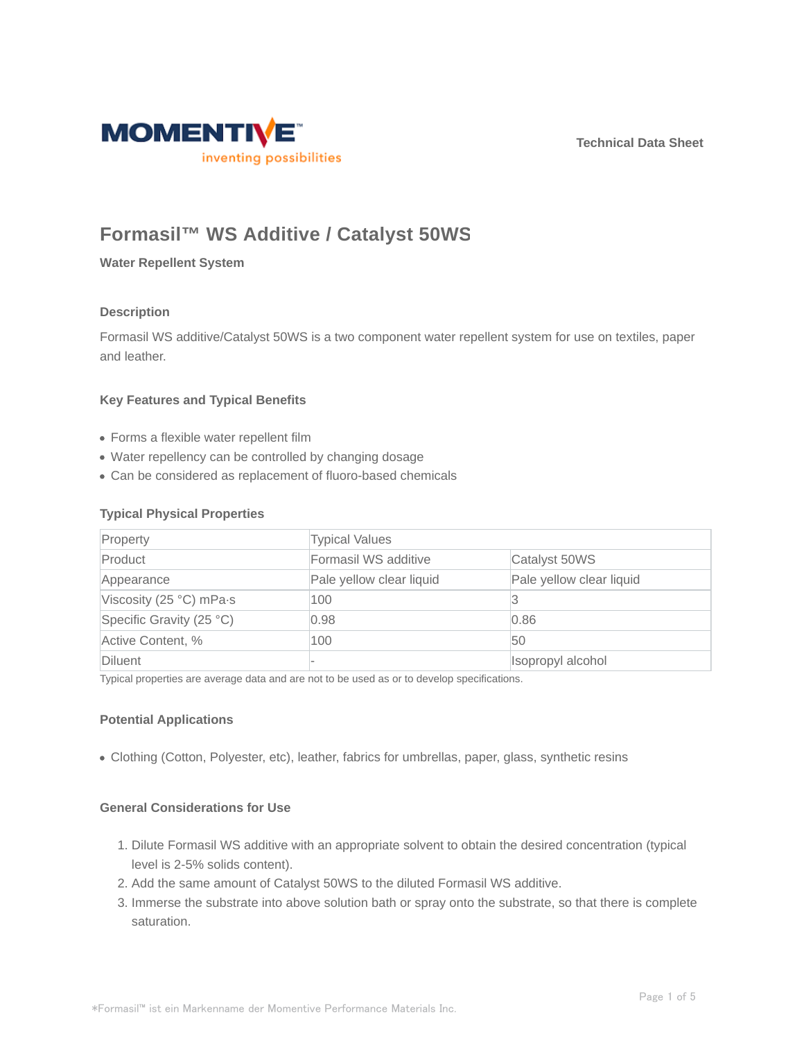Technical Data Sheet

# Formasil™ WS Additive / Catalyst 50WS

**Water Repellent System**

## Description

Formasil WS additive/Catalyst 50WS is a two component water repellent system for use on textiles, paper and leather.

### Key Features and Typical Benefits

- Forms a flexible water repellent film
- Water repellency can be controlled by changing dosage
- Can be considered as replacement of fluoro-based chemicals

### Typical Physical Properties

| Property | Typical Values | |
|---|---|---|
| Product | Formasil WS additive | Catalyst 50WS |
| Appearance | Pale yellow clear liquid | Pale yellow clear liquid |
| Viscosity (25 °C) mPa·s | 100 | 3 |
| Specific Gravity (25 °C) | 0.98 | 0.86 |
| Active Content, % | 100 | 50 |
| Diluent | - | Isopropyl alcohol |

Typical properties are average data and are not to be used as or to develop specifications.

### Potential Applications

- Clothing (Cotton, Polyester, etc), leather, fabrics for umbrellas, paper, glass, synthetic resins

### General Considerations for Use

1. Dilute Formasil WS additive with an appropriate solvent to obtain the desired concentration (typical level is 2-5% solids content).
2. Add the same amount of Catalyst 50WS to the diluted Formasil WS additive.
3. Immerse the substrate into above solution bath or spray onto the substrate, so that there is complete saturation.

*Formasil™ ist ein Markenname der Momentive Performance Materials Inc.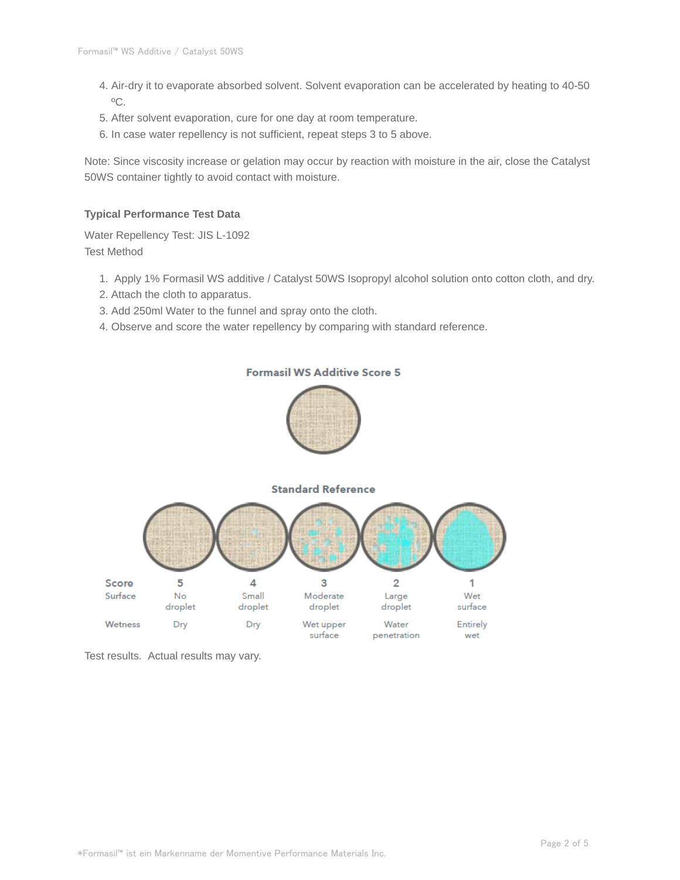4. Air-dry it to evaporate absorbed solvent. Solvent evaporation can be accelerated by heating to 40-50 ºC.
5. After solvent evaporation, cure for one day at room temperature.
6. In case water repellency is not sufficient, repeat steps 3 to 5 above.

Note: Since viscosity increase or gelation may occur by reaction with moisture in the air, close the Catalyst 50WS container tightly to avoid contact with moisture.

### Typical Performance Test Data

Water Repellency Test: JIS L-1092
Test Method

1. Apply 1% Formasil WS additive / Catalyst 50WS Isopropyl alcohol solution onto cotton cloth, and dry.
2. Attach the cloth to apparatus.
3. Add 250ml Water to the funnel and spray onto the cloth.
4. Observe and score the water repellency by comparing with standard reference.

**Formasil WS Additive Score 5**

**Standard Reference**

| Score | 5 | 4 | 3 | 2 | 1 |
|---|---|---|---|---|---|
| Surface | No droplet | Small droplet | Moderate droplet | Large droplet | Wet surface |
| Wetness | Dry | Dry | Wet upper surface | Water penetration | Entirely wet |

Test results. Actual results may vary.

*Formasil™ ist ein Markenname der Momentive Performance Materials Inc.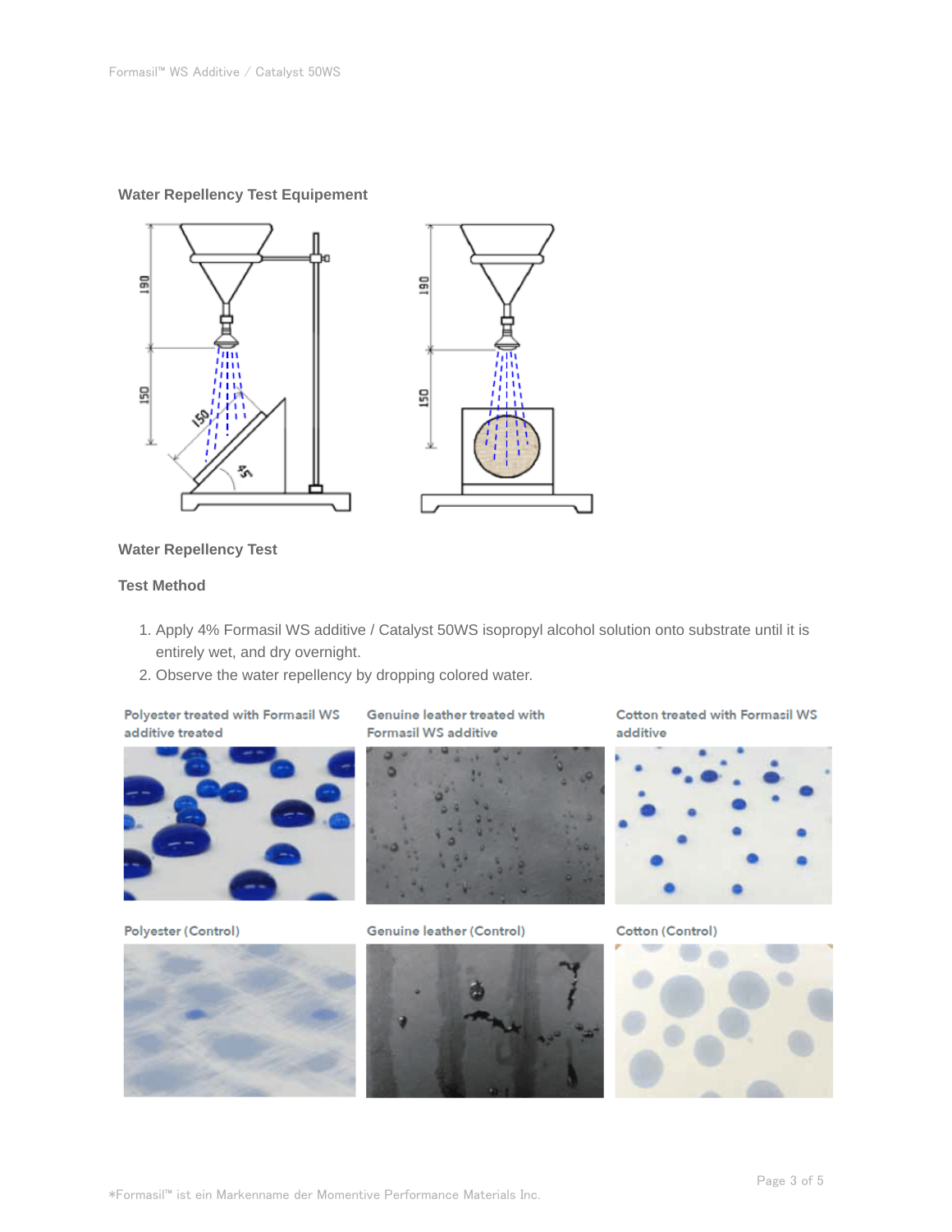**Water Repellency Test Equipement**

**Water Repellency Test**

**Test Method**

1. Apply 4% Formasil WS additive / Catalyst 50WS isopropyl alcohol solution onto substrate until it is entirely wet, and dry overnight.
2. Observe the water repellency by dropping colored water.

Polyester treated with Formasil WS additive treated

Genuine leather treated with Formasil WS additive

Cotton treated with Formasil WS additive

Polyester (Control)

Genuine leather (Control)

Cotton (Control)

*Formasil™ ist ein Markenname der Momentive Performance Materials Inc.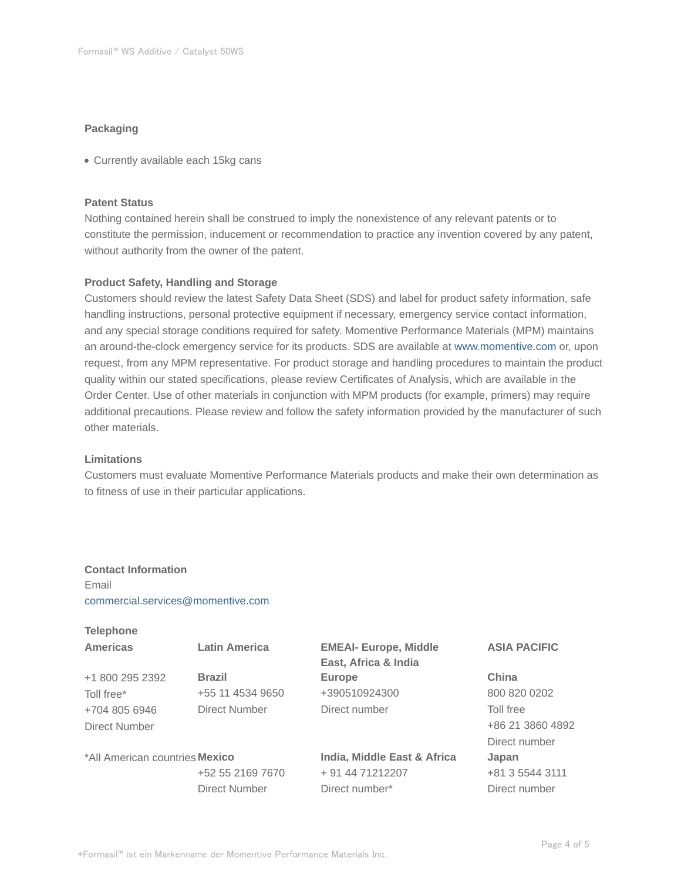## Packaging

- Currently available each 15kg cans

## Patent Status

Nothing contained herein shall be construed to imply the nonexistence of any relevant patents or to constitute the permission, inducement or recommendation to practice any invention covered by any patent, without authority from the owner of the patent.

## Product Safety, Handling and Storage

Customers should review the latest Safety Data Sheet (SDS) and label for product safety information, safe handling instructions, personal protective equipment if necessary, emergency service contact information, and any special storage conditions required for safety. Momentive Performance Materials (MPM) maintains an around-the-clock emergency service for its products. SDS are available at www.momentive.com or, upon request, from any MPM representative. For product storage and handling procedures to maintain the product quality within our stated specifications, please review Certificates of Analysis, which are available in the Order Center. Use of other materials in conjunction with MPM products (for example, primers) may require additional precautions. Please review and follow the safety information provided by the manufacturer of such other materials.

## Limitations

Customers must evaluate Momentive Performance Materials products and make their own determination as to fitness of use in their particular applications.

## Contact Information

Email
commercial.services@momentive.com

**Telephone**

| **Americas** | **Latin America** | **EMEAI- Europe, Middle East, Africa & India** | **ASIA PACIFIC** |
|---|---|---|---|
| +1 800 295 2392<br>Toll free*<br>+704 805 6946<br>Direct Number | **Brazil**<br>+55 11 4534 9650<br>Direct Number | **Europe**<br>+390510924300<br>Direct number | **China**<br>800 820 0202<br>Toll free<br>+86 21 3860 4892<br>Direct number |
| *All American countries | **Mexico**<br>+52 55 2169 7670<br>Direct Number | **India, Middle East & Africa**<br>+ 91 44 71212207<br>Direct number* | **Japan**<br>+81 3 5544 3111<br>Direct number |

*Formasil™ ist ein Markenname der Momentive Performance Materials Inc.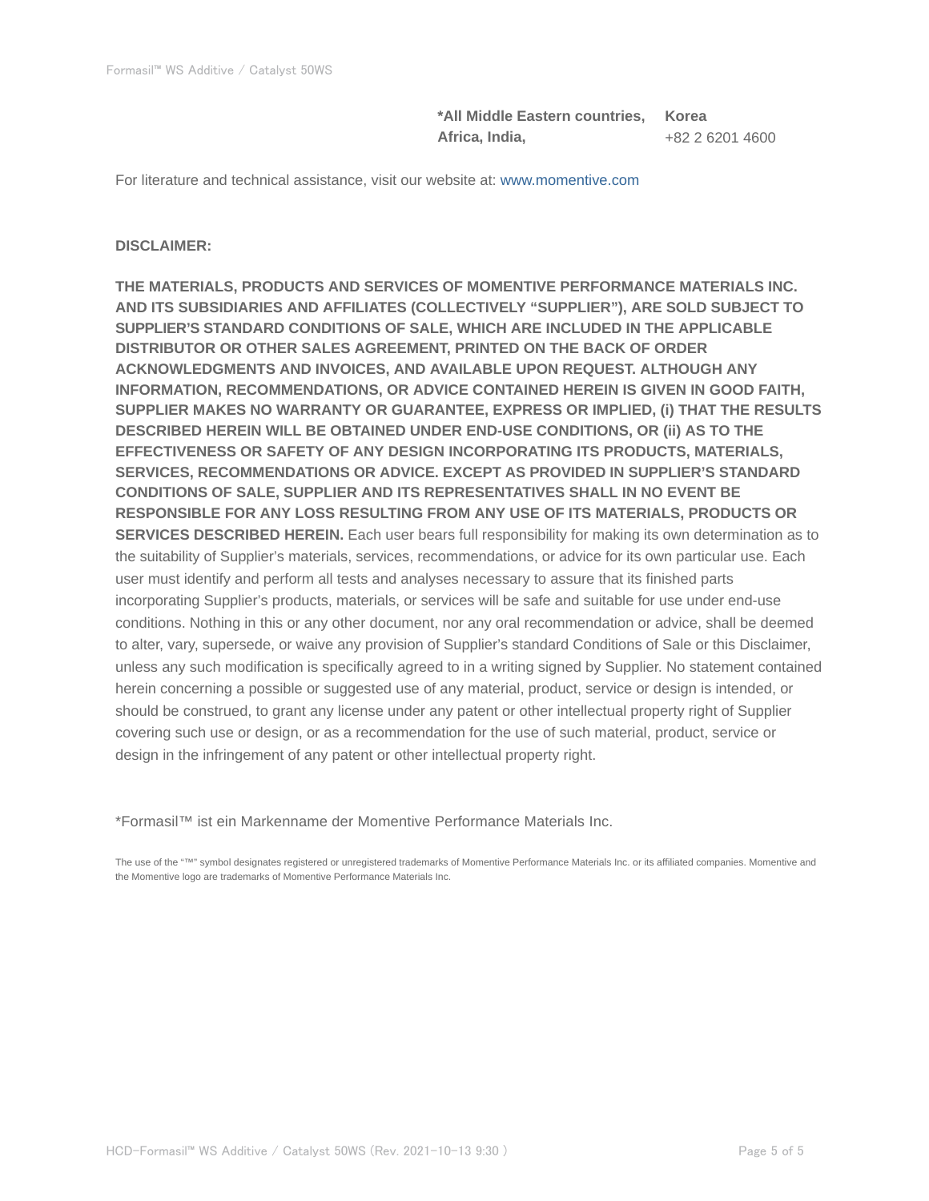| | |
|---|---|
| **\*All Middle Eastern countries, Africa, India,** | **Korea**<br>+82 2 6201 4600 |

For literature and technical assistance, visit our website at: www.momentive.com

**DISCLAIMER:**

**THE MATERIALS, PRODUCTS AND SERVICES OF MOMENTIVE PERFORMANCE MATERIALS INC. AND ITS SUBSIDIARIES AND AFFILIATES (COLLECTIVELY "SUPPLIER"), ARE SOLD SUBJECT TO SUPPLIER'S STANDARD CONDITIONS OF SALE, WHICH ARE INCLUDED IN THE APPLICABLE DISTRIBUTOR OR OTHER SALES AGREEMENT, PRINTED ON THE BACK OF ORDER ACKNOWLEDGMENTS AND INVOICES, AND AVAILABLE UPON REQUEST. ALTHOUGH ANY INFORMATION, RECOMMENDATIONS, OR ADVICE CONTAINED HEREIN IS GIVEN IN GOOD FAITH, SUPPLIER MAKES NO WARRANTY OR GUARANTEE, EXPRESS OR IMPLIED, (i) THAT THE RESULTS DESCRIBED HEREIN WILL BE OBTAINED UNDER END-USE CONDITIONS, OR (ii) AS TO THE EFFECTIVENESS OR SAFETY OF ANY DESIGN INCORPORATING ITS PRODUCTS, MATERIALS, SERVICES, RECOMMENDATIONS OR ADVICE. EXCEPT AS PROVIDED IN SUPPLIER'S STANDARD CONDITIONS OF SALE, SUPPLIER AND ITS REPRESENTATIVES SHALL IN NO EVENT BE RESPONSIBLE FOR ANY LOSS RESULTING FROM ANY USE OF ITS MATERIALS, PRODUCTS OR SERVICES DESCRIBED HEREIN.** Each user bears full responsibility for making its own determination as to the suitability of Supplier's materials, services, recommendations, or advice for its own particular use. Each user must identify and perform all tests and analyses necessary to assure that its finished parts incorporating Supplier's products, materials, or services will be safe and suitable for use under end-use conditions. Nothing in this or any other document, nor any oral recommendation or advice, shall be deemed to alter, vary, supersede, or waive any provision of Supplier's standard Conditions of Sale or this Disclaimer, unless any such modification is specifically agreed to in a writing signed by Supplier. No statement contained herein concerning a possible or suggested use of any material, product, service or design is intended, or should be construed, to grant any license under any patent or other intellectual property right of Supplier covering such use or design, or as a recommendation for the use of such material, product, service or design in the infringement of any patent or other intellectual property right.

\*Formasil™ ist ein Markenname der Momentive Performance Materials Inc.

The use of the "™" symbol designates registered or unregistered trademarks of Momentive Performance Materials Inc. or its affiliated companies. Momentive and the Momentive logo are trademarks of Momentive Performance Materials Inc.